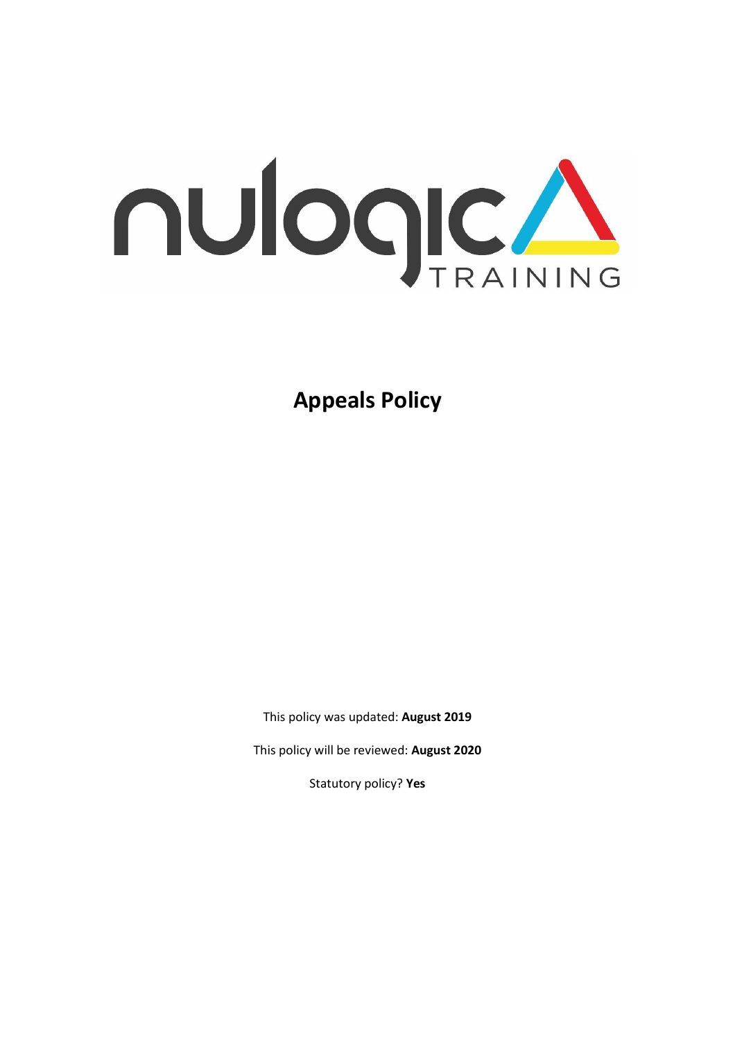nulogic TRAINING

# Appeals Policy

This policy was updated: **August 2019**

This policy will be reviewed: **August 2020**

Statutory policy? **Yes**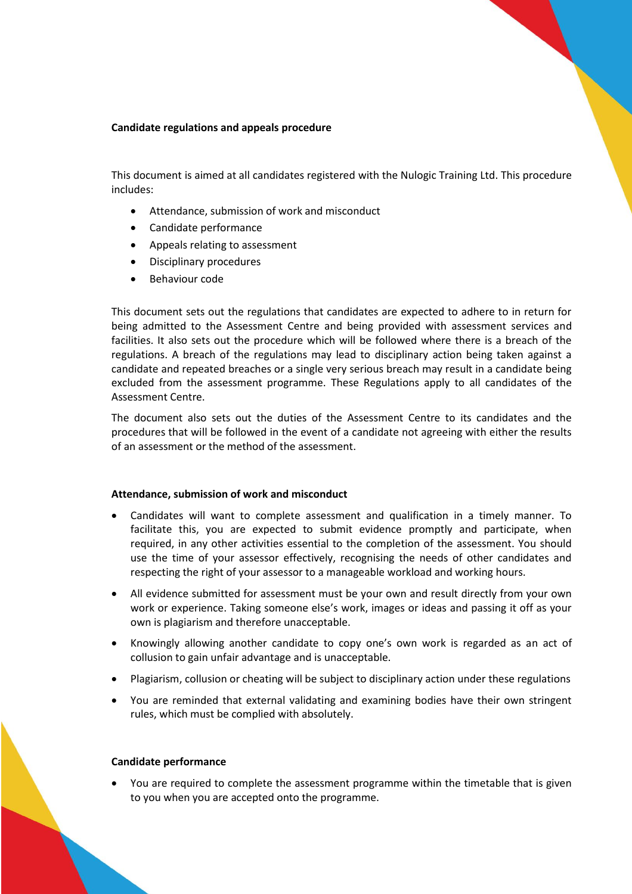**Candidate regulations and appeals procedure**

This document is aimed at all candidates registered with the Nulogic Training Ltd. This procedure includes:

- Attendance, submission of work and misconduct
- Candidate performance
- Appeals relating to assessment
- Disciplinary procedures
- Behaviour code

This document sets out the regulations that candidates are expected to adhere to in return for being admitted to the Assessment Centre and being provided with assessment services and facilities. It also sets out the procedure which will be followed where there is a breach of the regulations. A breach of the regulations may lead to disciplinary action being taken against a candidate and repeated breaches or a single very serious breach may result in a candidate being excluded from the assessment programme. These Regulations apply to all candidates of the Assessment Centre.

The document also sets out the duties of the Assessment Centre to its candidates and the procedures that will be followed in the event of a candidate not agreeing with either the results of an assessment or the method of the assessment.

**Attendance, submission of work and misconduct**

- Candidates will want to complete assessment and qualification in a timely manner. To facilitate this, you are expected to submit evidence promptly and participate, when required, in any other activities essential to the completion of the assessment. You should use the time of your assessor effectively, recognising the needs of other candidates and respecting the right of your assessor to a manageable workload and working hours.
- All evidence submitted for assessment must be your own and result directly from your own work or experience. Taking someone else's work, images or ideas and passing it off as your own is plagiarism and therefore unacceptable.
- Knowingly allowing another candidate to copy one's own work is regarded as an act of collusion to gain unfair advantage and is unacceptable.
- Plagiarism, collusion or cheating will be subject to disciplinary action under these regulations
- You are reminded that external validating and examining bodies have their own stringent rules, which must be complied with absolutely.

**Candidate performance**

- You are required to complete the assessment programme within the timetable that is given to you when you are accepted onto the programme.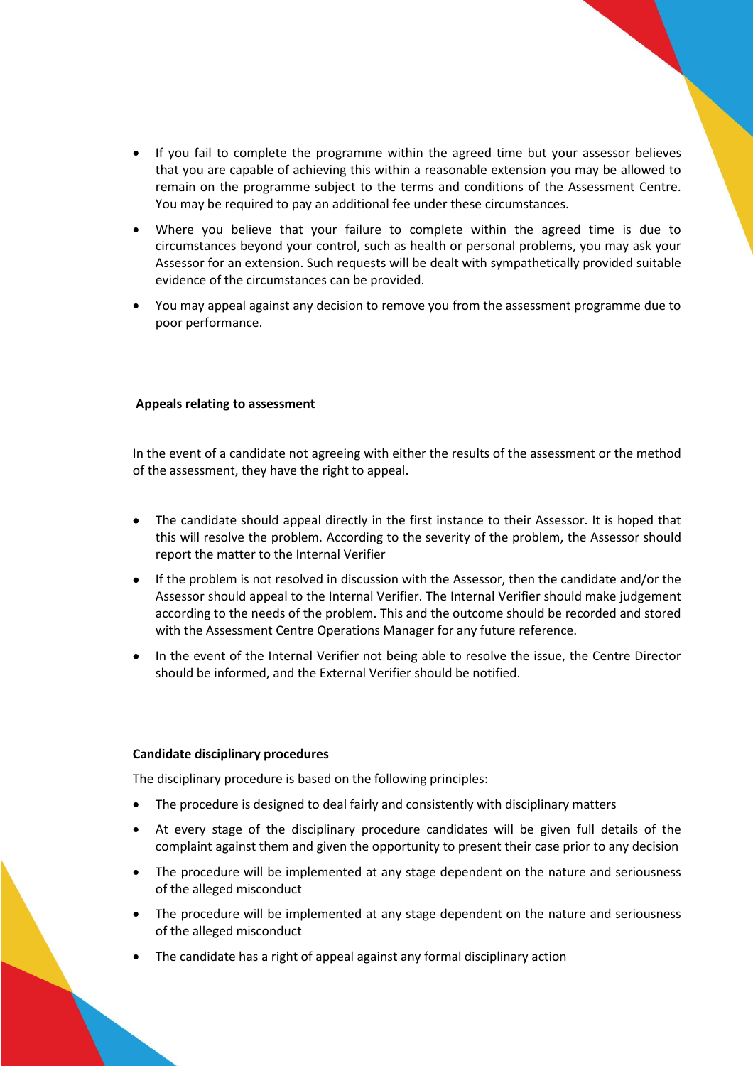- If you fail to complete the programme within the agreed time but your assessor believes that you are capable of achieving this within a reasonable extension you may be allowed to remain on the programme subject to the terms and conditions of the Assessment Centre. You may be required to pay an additional fee under these circumstances.
- Where you believe that your failure to complete within the agreed time is due to circumstances beyond your control, such as health or personal problems, you may ask your Assessor for an extension. Such requests will be dealt with sympathetically provided suitable evidence of the circumstances can be provided.
- You may appeal against any decision to remove you from the assessment programme due to poor performance.

**Appeals relating to assessment**

In the event of a candidate not agreeing with either the results of the assessment or the method of the assessment, they have the right to appeal.

- The candidate should appeal directly in the first instance to their Assessor. It is hoped that this will resolve the problem. According to the severity of the problem, the Assessor should report the matter to the Internal Verifier
- If the problem is not resolved in discussion with the Assessor, then the candidate and/or the Assessor should appeal to the Internal Verifier. The Internal Verifier should make judgement according to the needs of the problem. This and the outcome should be recorded and stored with the Assessment Centre Operations Manager for any future reference.
- In the event of the Internal Verifier not being able to resolve the issue, the Centre Director should be informed, and the External Verifier should be notified.

**Candidate disciplinary procedures**

The disciplinary procedure is based on the following principles:

- The procedure is designed to deal fairly and consistently with disciplinary matters
- At every stage of the disciplinary procedure candidates will be given full details of the complaint against them and given the opportunity to present their case prior to any decision
- The procedure will be implemented at any stage dependent on the nature and seriousness of the alleged misconduct
- The procedure will be implemented at any stage dependent on the nature and seriousness of the alleged misconduct
- The candidate has a right of appeal against any formal disciplinary action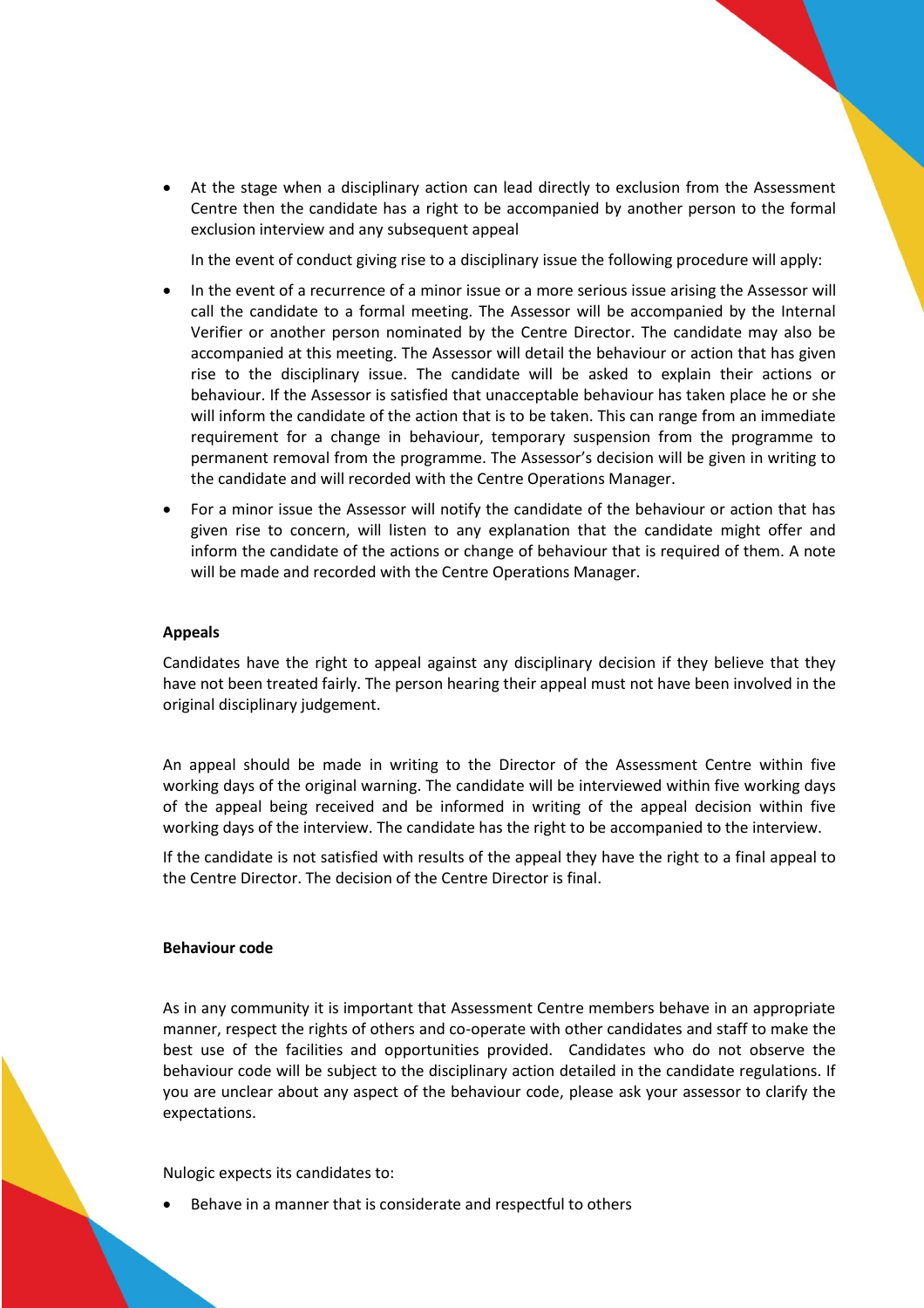- At the stage when a disciplinary action can lead directly to exclusion from the Assessment Centre then the candidate has a right to be accompanied by another person to the formal exclusion interview and any subsequent appeal

  In the event of conduct giving rise to a disciplinary issue the following procedure will apply:

- In the event of a recurrence of a minor issue or a more serious issue arising the Assessor will call the candidate to a formal meeting. The Assessor will be accompanied by the Internal Verifier or another person nominated by the Centre Director. The candidate may also be accompanied at this meeting. The Assessor will detail the behaviour or action that has given rise to the disciplinary issue. The candidate will be asked to explain their actions or behaviour. If the Assessor is satisfied that unacceptable behaviour has taken place he or she will inform the candidate of the action that is to be taken. This can range from an immediate requirement for a change in behaviour, temporary suspension from the programme to permanent removal from the programme. The Assessor's decision will be given in writing to the candidate and will recorded with the Centre Operations Manager.
- For a minor issue the Assessor will notify the candidate of the behaviour or action that has given rise to concern, will listen to any explanation that the candidate might offer and inform the candidate of the actions or change of behaviour that is required of them. A note will be made and recorded with the Centre Operations Manager.

**Appeals**

Candidates have the right to appeal against any disciplinary decision if they believe that they have not been treated fairly. The person hearing their appeal must not have been involved in the original disciplinary judgement.

An appeal should be made in writing to the Director of the Assessment Centre within five working days of the original warning. The candidate will be interviewed within five working days of the appeal being received and be informed in writing of the appeal decision within five working days of the interview. The candidate has the right to be accompanied to the interview.

If the candidate is not satisfied with results of the appeal they have the right to a final appeal to the Centre Director. The decision of the Centre Director is final.

**Behaviour code**

As in any community it is important that Assessment Centre members behave in an appropriate manner, respect the rights of others and co-operate with other candidates and staff to make the best use of the facilities and opportunities provided. Candidates who do not observe the behaviour code will be subject to the disciplinary action detailed in the candidate regulations. If you are unclear about any aspect of the behaviour code, please ask your assessor to clarify the expectations.

Nulogic expects its candidates to:

- Behave in a manner that is considerate and respectful to others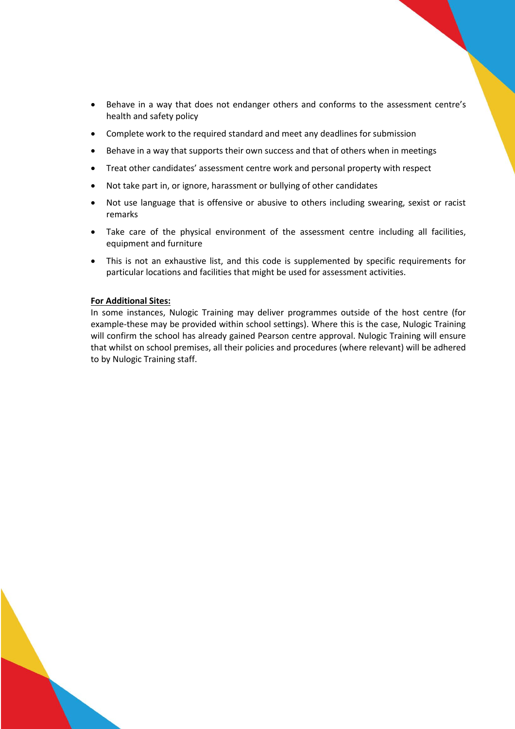- Behave in a way that does not endanger others and conforms to the assessment centre's health and safety policy
- Complete work to the required standard and meet any deadlines for submission
- Behave in a way that supports their own success and that of others when in meetings
- Treat other candidates' assessment centre work and personal property with respect
- Not take part in, or ignore, harassment or bullying of other candidates
- Not use language that is offensive or abusive to others including swearing, sexist or racist remarks
- Take care of the physical environment of the assessment centre including all facilities, equipment and furniture
- This is not an exhaustive list, and this code is supplemented by specific requirements for particular locations and facilities that might be used for assessment activities.

**For Additional Sites:**

In some instances, Nulogic Training may deliver programmes outside of the host centre (for example-these may be provided within school settings). Where this is the case, Nulogic Training will confirm the school has already gained Pearson centre approval. Nulogic Training will ensure that whilst on school premises, all their policies and procedures (where relevant) will be adhered to by Nulogic Training staff.